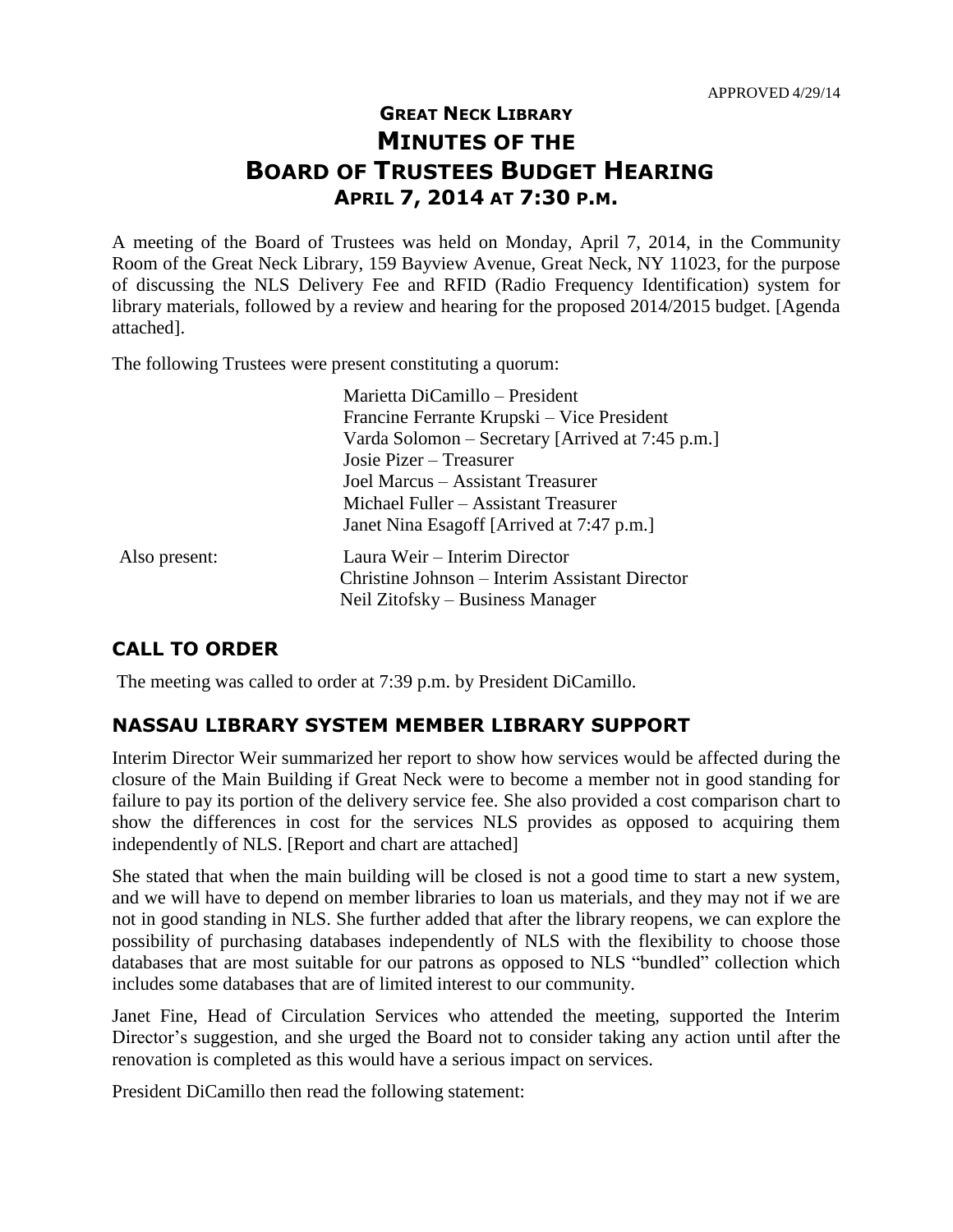APPROVED 4/29/14

# GREAT NECK LIBRARY
# MINUTES OF THE
# BOARD OF TRUSTEES BUDGET HEARING
## APRIL 7, 2014 AT 7:30 P.M.

A meeting of the Board of Trustees was held on Monday, April 7, 2014, in the Community Room of the Great Neck Library, 159 Bayview Avenue, Great Neck, NY 11023, for the purpose of discussing the NLS Delivery Fee and RFID (Radio Frequency Identification) system for library materials, followed by a review and hearing for the proposed 2014/2015 budget. [Agenda attached].

The following Trustees were present constituting a quorum:

Marietta DiCamillo – President
Francine Ferrante Krupski – Vice President
Varda Solomon – Secretary [Arrived at 7:45 p.m.]
Josie Pizer – Treasurer
Joel Marcus – Assistant Treasurer
Michael Fuller – Assistant Treasurer
Janet Nina Esagoff [Arrived at 7:47 p.m.]

Also present:
Laura Weir – Interim Director
Christine Johnson – Interim Assistant Director
Neil Zitofsky – Business Manager

## CALL TO ORDER

The meeting was called to order at 7:39 p.m. by President DiCamillo.

## NASSAU LIBRARY SYSTEM MEMBER LIBRARY SUPPORT

Interim Director Weir summarized her report to show how services would be affected during the closure of the Main Building if Great Neck were to become a member not in good standing for failure to pay its portion of the delivery service fee. She also provided a cost comparison chart to show the differences in cost for the services NLS provides as opposed to acquiring them independently of NLS. [Report and chart are attached]

She stated that when the main building will be closed is not a good time to start a new system, and we will have to depend on member libraries to loan us materials, and they may not if we are not in good standing in NLS. She further added that after the library reopens, we can explore the possibility of purchasing databases independently of NLS with the flexibility to choose those databases that are most suitable for our patrons as opposed to NLS "bundled" collection which includes some databases that are of limited interest to our community.

Janet Fine, Head of Circulation Services who attended the meeting, supported the Interim Director's suggestion, and she urged the Board not to consider taking any action until after the renovation is completed as this would have a serious impact on services.

President DiCamillo then read the following statement: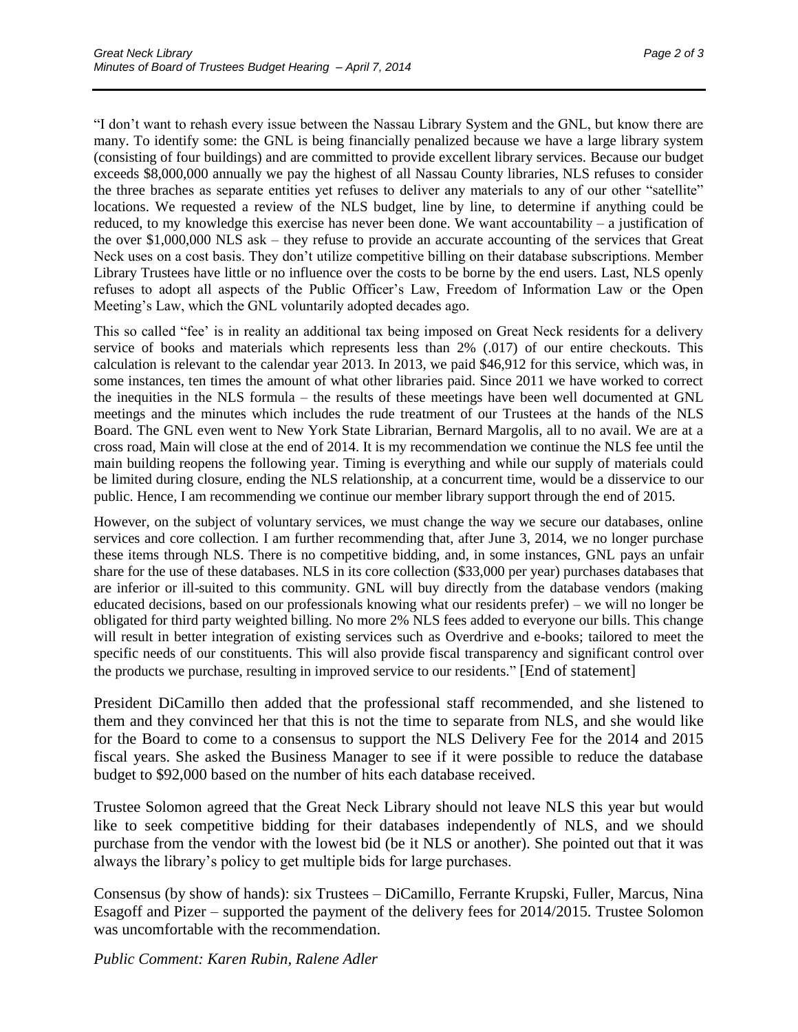"I don't want to rehash every issue between the Nassau Library System and the GNL, but know there are many. To identify some: the GNL is being financially penalized because we have a large library system (consisting of four buildings) and are committed to provide excellent library services. Because our budget exceeds $8,000,000 annually we pay the highest of all Nassau County libraries, NLS refuses to consider the three braches as separate entities yet refuses to deliver any materials to any of our other "satellite" locations. We requested a review of the NLS budget, line by line, to determine if anything could be reduced, to my knowledge this exercise has never been done. We want accountability – a justification of the over $1,000,000 NLS ask – they refuse to provide an accurate accounting of the services that Great Neck uses on a cost basis. They don't utilize competitive billing on their database subscriptions. Member Library Trustees have little or no influence over the costs to be borne by the end users. Last, NLS openly refuses to adopt all aspects of the Public Officer's Law, Freedom of Information Law or the Open Meeting's Law, which the GNL voluntarily adopted decades ago.

This so called "fee' is in reality an additional tax being imposed on Great Neck residents for a delivery service of books and materials which represents less than 2% (.017) of our entire checkouts. This calculation is relevant to the calendar year 2013. In 2013, we paid $46,912 for this service, which was, in some instances, ten times the amount of what other libraries paid. Since 2011 we have worked to correct the inequities in the NLS formula – the results of these meetings have been well documented at GNL meetings and the minutes which includes the rude treatment of our Trustees at the hands of the NLS Board. The GNL even went to New York State Librarian, Bernard Margolis, all to no avail. We are at a cross road, Main will close at the end of 2014. It is my recommendation we continue the NLS fee until the main building reopens the following year. Timing is everything and while our supply of materials could be limited during closure, ending the NLS relationship, at a concurrent time, would be a disservice to our public. Hence, I am recommending we continue our member library support through the end of 2015.

However, on the subject of voluntary services, we must change the way we secure our databases, online services and core collection. I am further recommending that, after June 3, 2014, we no longer purchase these items through NLS. There is no competitive bidding, and, in some instances, GNL pays an unfair share for the use of these databases. NLS in its core collection ($33,000 per year) purchases databases that are inferior or ill-suited to this community. GNL will buy directly from the database vendors (making educated decisions, based on our professionals knowing what our residents prefer) – we will no longer be obligated for third party weighted billing. No more 2% NLS fees added to everyone our bills. This change will result in better integration of existing services such as Overdrive and e-books; tailored to meet the specific needs of our constituents. This will also provide fiscal transparency and significant control over the products we purchase, resulting in improved service to our residents." [End of statement]

President DiCamillo then added that the professional staff recommended, and she listened to them and they convinced her that this is not the time to separate from NLS, and she would like for the Board to come to a consensus to support the NLS Delivery Fee for the 2014 and 2015 fiscal years. She asked the Business Manager to see if it were possible to reduce the database budget to $92,000 based on the number of hits each database received.

Trustee Solomon agreed that the Great Neck Library should not leave NLS this year but would like to seek competitive bidding for their databases independently of NLS, and we should purchase from the vendor with the lowest bid (be it NLS or another). She pointed out that it was always the library's policy to get multiple bids for large purchases.

Consensus (by show of hands): six Trustees – DiCamillo, Ferrante Krupski, Fuller, Marcus, Nina Esagoff and Pizer – supported the payment of the delivery fees for 2014/2015. Trustee Solomon was uncomfortable with the recommendation.

*Public Comment: Karen Rubin, Ralene Adler*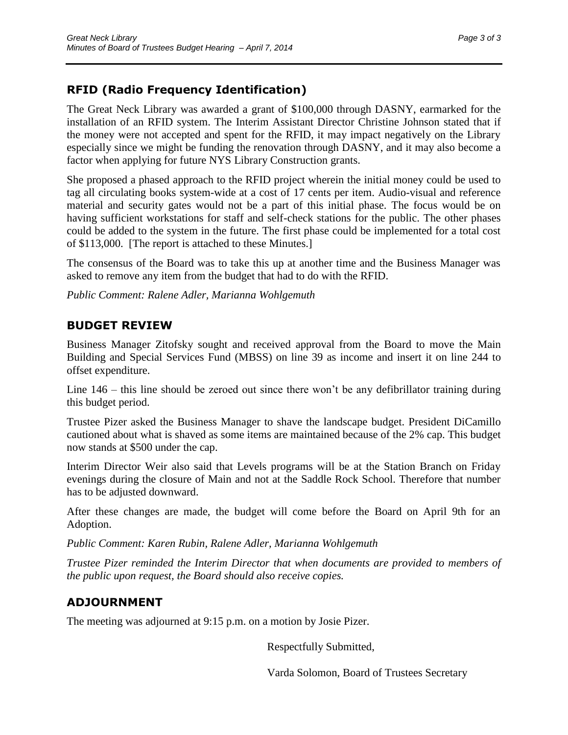## RFID (Radio Frequency Identification)

The Great Neck Library was awarded a grant of $100,000 through DASNY, earmarked for the installation of an RFID system. The Interim Assistant Director Christine Johnson stated that if the money were not accepted and spent for the RFID, it may impact negatively on the Library especially since we might be funding the renovation through DASNY, and it may also become a factor when applying for future NYS Library Construction grants.

She proposed a phased approach to the RFID project wherein the initial money could be used to tag all circulating books system-wide at a cost of 17 cents per item. Audio-visual and reference material and security gates would not be a part of this initial phase. The focus would be on having sufficient workstations for staff and self-check stations for the public. The other phases could be added to the system in the future. The first phase could be implemented for a total cost of $113,000. [The report is attached to these Minutes.]

The consensus of the Board was to take this up at another time and the Business Manager was asked to remove any item from the budget that had to do with the RFID.

*Public Comment: Ralene Adler, Marianna Wohlgemuth*

## BUDGET REVIEW

Business Manager Zitofsky sought and received approval from the Board to move the Main Building and Special Services Fund (MBSS) on line 39 as income and insert it on line 244 to offset expenditure.

Line 146 – this line should be zeroed out since there won't be any defibrillator training during this budget period.

Trustee Pizer asked the Business Manager to shave the landscape budget. President DiCamillo cautioned about what is shaved as some items are maintained because of the 2% cap. This budget now stands at $500 under the cap.

Interim Director Weir also said that Levels programs will be at the Station Branch on Friday evenings during the closure of Main and not at the Saddle Rock School. Therefore that number has to be adjusted downward.

After these changes are made, the budget will come before the Board on April 9th for an Adoption.

*Public Comment: Karen Rubin, Ralene Adler, Marianna Wohlgemuth*

*Trustee Pizer reminded the Interim Director that when documents are provided to members of the public upon request, the Board should also receive copies.*

## ADJOURNMENT

The meeting was adjourned at 9:15 p.m. on a motion by Josie Pizer.

Respectfully Submitted,

Varda Solomon, Board of Trustees Secretary